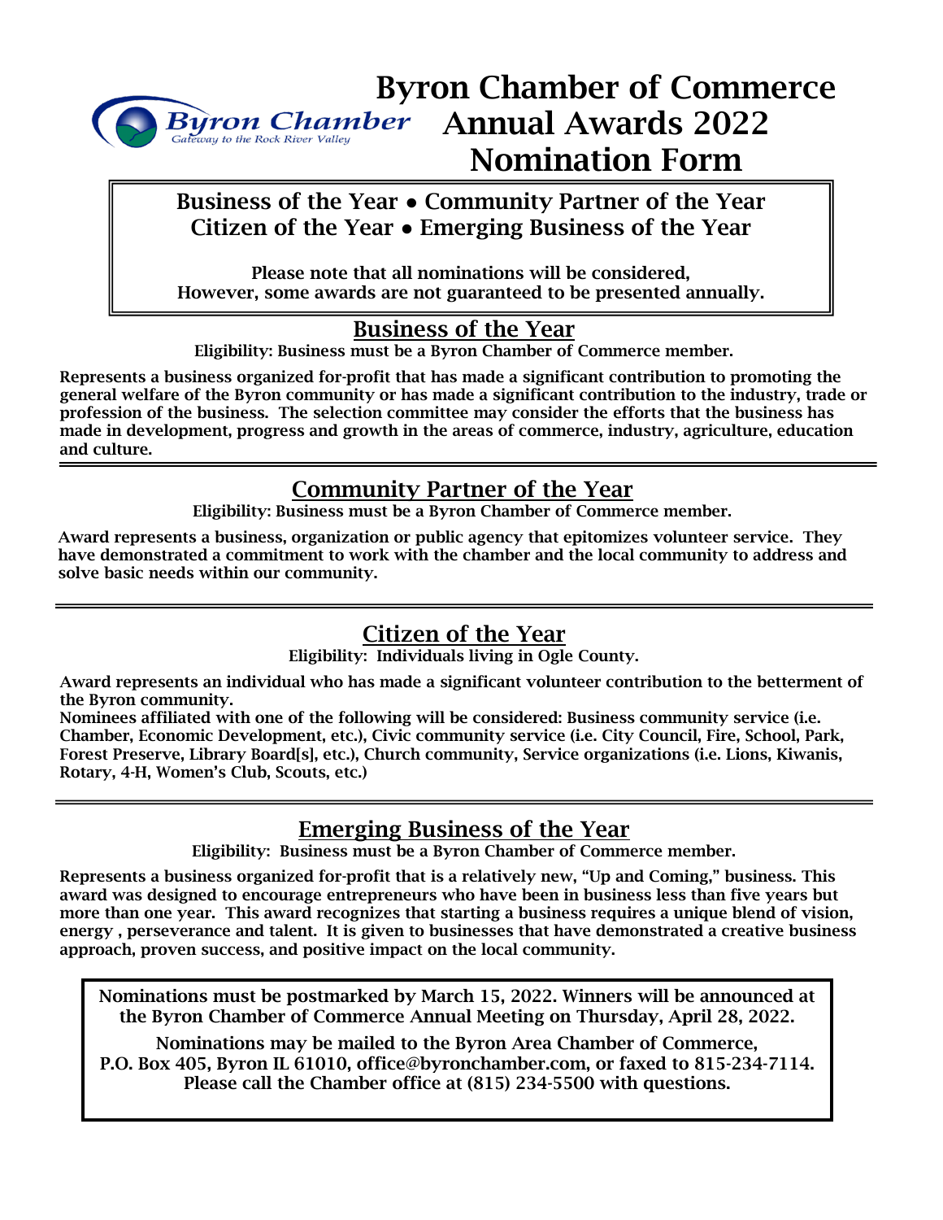Byron Chamber
Gateway to the Rock River Valley

# Byron Chamber of Commerce Annual Awards 2022 Nomination Form

**Business of the Year • Community Partner of the Year**
**Citizen of the Year • Emerging Business of the Year**

**Please note that all nominations will be considered,**
**However, some awards are not guaranteed to be presented annually.**

## Business of the Year

**Eligibility: Business must be a Byron Chamber of Commerce member.**

**Represents a business organized for-profit that has made a significant contribution to promoting the general welfare of the Byron community or has made a significant contribution to the industry, trade or profession of the business. The selection committee may consider the efforts that the business has made in development, progress and growth in the areas of commerce, industry, agriculture, education and culture.**

---

## Community Partner of the Year

**Eligibility: Business must be a Byron Chamber of Commerce member.**

**Award represents a business, organization or public agency that epitomizes volunteer service. They have demonstrated a commitment to work with the chamber and the local community to address and solve basic needs within our community.**

---

## Citizen of the Year

**Eligibility: Individuals living in Ogle County.**

**Award represents an individual who has made a significant volunteer contribution to the betterment of the Byron community.**
**Nominees affiliated with one of the following will be considered: Business community service (i.e. Chamber, Economic Development, etc.), Civic community service (i.e. City Council, Fire, School, Park, Forest Preserve, Library Board[s], etc.), Church community, Service organizations (i.e. Lions, Kiwanis, Rotary, 4-H, Women's Club, Scouts, etc.)**

---

## Emerging Business of the Year

**Eligibility: Business must be a Byron Chamber of Commerce member.**

**Represents a business organized for-profit that is a relatively new, "Up and Coming," business. This award was designed to encourage entrepreneurs who have been in business less than five years but more than one year. This award recognizes that starting a business requires a unique blend of vision, energy , perseverance and talent. It is given to businesses that have demonstrated a creative business approach, proven success, and positive impact on the local community.**

**Nominations must be postmarked by March 15, 2022. Winners will be announced at the Byron Chamber of Commerce Annual Meeting on Thursday, April 28, 2022.**

**Nominations may be mailed to the Byron Area Chamber of Commerce, P.O. Box 405, Byron IL 61010, office@byronchamber.com, or faxed to 815-234-7114. Please call the Chamber office at (815) 234-5500 with questions.**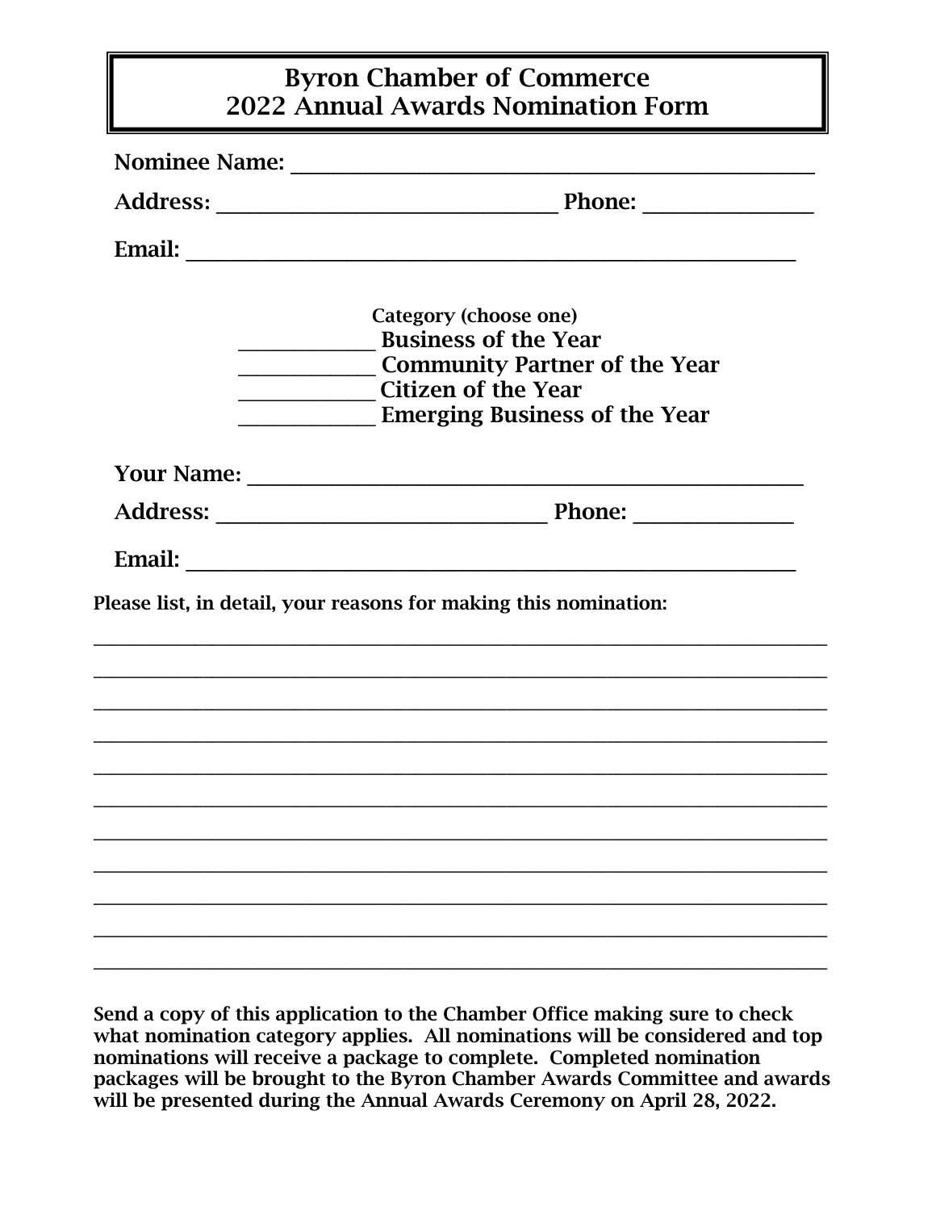# Byron Chamber of Commerce
# 2022 Annual Awards Nomination Form

**Nominee Name:** ______________________________________________

**Address:** ______________________________ **Phone:** _______________

**Email:** ______________________________________________________

Category (choose one)

____________ **Business of the Year**

____________ **Community Partner of the Year**

____________ **Citizen of the Year**

____________ **Emerging Business of the Year**

**Your Name:** ________________________________________________

**Address:** ______________________________ **Phone:** ______________

**Email:** ______________________________________________________

**Please list, in detail, your reasons for making this nomination:**

__________________________________________________________________________

__________________________________________________________________________

__________________________________________________________________________

__________________________________________________________________________

__________________________________________________________________________

__________________________________________________________________________

__________________________________________________________________________

__________________________________________________________________________

__________________________________________________________________________

__________________________________________________________________________

__________________________________________________________________________

**Send a copy of this application to the Chamber Office making sure to check what nomination category applies. All nominations will be considered and top nominations will receive a package to complete. Completed nomination packages will be brought to the Byron Chamber Awards Committee and awards will be presented during the Annual Awards Ceremony on April 28, 2022.**